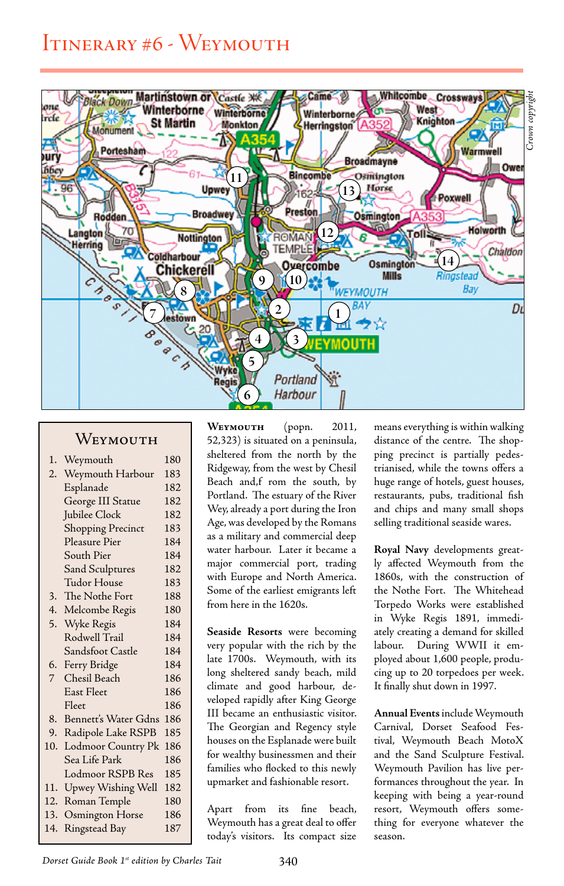# Itinerary #6 - Weymouth

## Weymouth

| | | |
|---|---|---|
| 1. | Weymouth | 180 |
| 2. | Weymouth Harbour | 183 |
| | Esplanade | 182 |
| | George III Statue | 182 |
| | Jubilee Clock | 182 |
| | Shopping Precinct | 183 |
| | Pleasure Pier | 184 |
| | South Pier | 184 |
| | Sand Sculptures | 182 |
| | Tudor House | 183 |
| 3. | The Nothe Fort | 188 |
| 4. | Melcombe Regis | 180 |
| 5. | Wyke Regis | 184 |
| | Rodwell Trail | 184 |
| | Sandsfoot Castle | 184 |
| 6. | Ferry Bridge | 184 |
| 7 | Chesil Beach | 186 |
| | East Fleet | 186 |
| | Fleet | 186 |
| 8. | Bennett's Water Gdns | 186 |
| 9. | Radipole Lake RSPB | 185 |
| 10. | Lodmoor Country Pk | 186 |
| | Sea Life Park | 186 |
| | Lodmoor RSPB Res | 185 |
| 11. | Upwey Wishing Well | 182 |
| 12. | Roman Temple | 180 |
| 13. | Osmington Horse | 186 |
| 14. | Ringstead Bay | 187 |

**Weymouth** (popn. 2011, 52,323) is situated on a peninsula, sheltered from the north by the Ridgeway, from the west by Chesil Beach and,f rom the south, by Portland. The estuary of the River Wey, already a port during the Iron Age, was developed by the Romans as a military and commercial deep water harbour. Later it became a major commercial port, trading with Europe and North America. Some of the earliest emigrants left from here in the 1620s.

**Seaside Resorts** were becoming very popular with the rich by the late 1700s. Weymouth, with its long sheltered sandy beach, mild climate and good harbour, developed rapidly after King George III became an enthusiastic visitor. The Georgian and Regency style houses on the Esplanade were built for wealthy businessmen and their families who flocked to this newly upmarket and fashionable resort.

Apart from its fine beach, Weymouth has a great deal to offer today's visitors. Its compact size means everything is within walking distance of the centre. The shopping precinct is partially pedestrianised, while the towns offers a huge range of hotels, guest houses, restaurants, pubs, traditional fish and chips and many small shops selling traditional seaside wares.

**Royal Navy** developments greatly affected Weymouth from the 1860s, with the construction of the Nothe Fort. The Whitehead Torpedo Works were established in Wyke Regis 1891, immediately creating a demand for skilled labour. During WWII it employed about 1,600 people, producing up to 20 torpedoes per week. It finally shut down in 1997.

**Annual Events** include Weymouth Carnival, Dorset Seafood Festival, Weymouth Beach MotoX and the Sand Sculpture Festival. Weymouth Pavilion has live performances throughout the year. In keeping with being a year-round resort, Weymouth offers something for everyone whatever the season.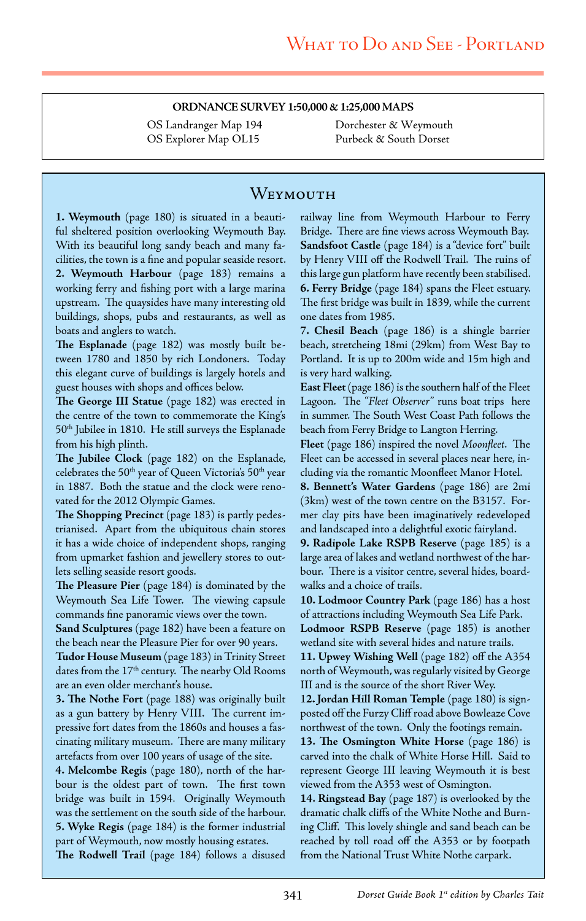## ORDNANCE SURVEY 1:50,000 & 1:25,000 MAPS

| | |
|---|---|
| OS Landranger Map 194 | Dorchester & Weymouth |
| OS Explorer Map OL15 | Purbeck & South Dorset |

## Weymouth

**1. Weymouth** (page 180) is situated in a beautiful sheltered position overlooking Weymouth Bay. With its beautiful long sandy beach and many facilities, the town is a fine and popular seaside resort.

**2. Weymouth Harbour** (page 183) remains a working ferry and fishing port with a large marina upstream. The quaysides have many interesting old buildings, shops, pubs and restaurants, as well as boats and anglers to watch.

**The Esplanade** (page 182) was mostly built between 1780 and 1850 by rich Londoners. Today this elegant curve of buildings is largely hotels and guest houses with shops and offices below.

**The George III Statue** (page 182) was erected in the centre of the town to commemorate the King's 50th Jubilee in 1810. He still surveys the Esplanade from his high plinth.

**The Jubilee Clock** (page 182) on the Esplanade, celebrates the 50th year of Queen Victoria's 50th year in 1887. Both the statue and the clock were renovated for the 2012 Olympic Games.

**The Shopping Precinct** (page 183) is partly pedestrianised. Apart from the ubiquitous chain stores it has a wide choice of independent shops, ranging from upmarket fashion and jewellery stores to outlets selling seaside resort goods.

**The Pleasure Pier** (page 184) is dominated by the Weymouth Sea Life Tower. The viewing capsule commands fine panoramic views over the town.

**Sand Sculptures** (page 182) have been a feature on the beach near the Pleasure Pier for over 90 years.

**Tudor House Museum** (page 183) in Trinity Street dates from the 17th century. The nearby Old Rooms are an even older merchant's house.

**3. The Nothe Fort** (page 188) was originally built as a gun battery by Henry VIII. The current impressive fort dates from the 1860s and houses a fascinating military museum. There are many military artefacts from over 100 years of usage of the site.

**4. Melcombe Regis** (page 180), north of the harbour is the oldest part of town. The first town bridge was built in 1594. Originally Weymouth was the settlement on the south side of the harbour.

**5. Wyke Regis** (page 184) is the former industrial part of Weymouth, now mostly housing estates.

**The Rodwell Trail** (page 184) follows a disused railway line from Weymouth Harbour to Ferry Bridge. There are fine views across Weymouth Bay.

**Sandsfoot Castle** (page 184) is a "device fort" built by Henry VIII off the Rodwell Trail. The ruins of this large gun platform have recently been stabilised.

**6. Ferry Bridge** (page 184) spans the Fleet estuary. The first bridge was built in 1839, while the current one dates from 1985.

**7. Chesil Beach** (page 186) is a shingle barrier beach, stretcheing 18mi (29km) from West Bay to Portland. It is up to 200m wide and 15m high and is very hard walking.

**East Fleet** (page 186) is the southern half of the Fleet Lagoon. The *"Fleet Observer"* runs boat trips here in summer. The South West Coast Path follows the beach from Ferry Bridge to Langton Herring.

**Fleet** (page 186) inspired the novel *Moonfleet*. The Fleet can be accessed in several places near here, including via the romantic Moonfleet Manor Hotel.

**8. Bennett's Water Gardens** (page 186) are 2mi (3km) west of the town centre on the B3157. Former clay pits have been imaginatively redeveloped and landscaped into a delightful exotic fairyland.

**9. Radipole Lake RSPB Reserve** (page 185) is a large area of lakes and wetland northwest of the harbour. There is a visitor centre, several hides, boardwalks and a choice of trails.

**10. Lodmoor Country Park** (page 186) has a host of attractions including Weymouth Sea Life Park.

**Lodmoor RSPB Reserve** (page 185) is another wetland site with several hides and nature trails.

**11. Upwey Wishing Well** (page 182) off the A354 north of Weymouth, was regularly visited by George III and is the source of the short River Wey.

**12. Jordan Hill Roman Temple** (page 180) is signposted off the Furzy Cliff road above Bowleaze Cove northwest of the town. Only the footings remain.

**13. The Osmington White Horse** (page 186) is carved into the chalk of White Horse Hill. Said to represent George III leaving Weymouth it is best viewed from the A353 west of Osmington.

**14. Ringstead Bay** (page 187) is overlooked by the dramatic chalk cliffs of the White Nothe and Burning Cliff. This lovely shingle and sand beach can be reached by toll road off the A353 or by footpath from the National Trust White Nothe carpark.